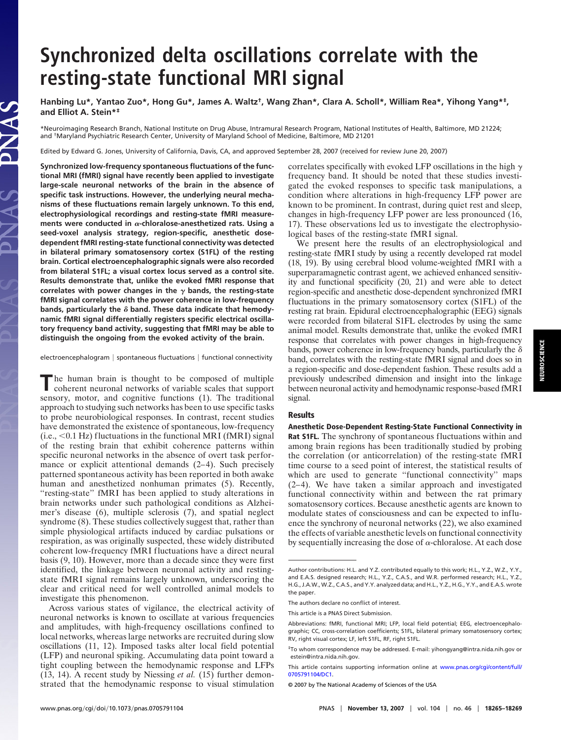# Synchronized delta oscillations correlate with the resting-state functional MRI signal

Hanbing Lu*, Yantao Zuo*, Hong Gu*, James A. Waltz[†], Wang Zhan*, Clara A. Scholl*, William Rea*, Yihong Yang*[‡], and Elliot A. Stein*[‡]

*Neuroimaging Research Branch, National Institute on Drug Abuse, Intramural Research Program, National Institutes of Health, Baltimore, MD 21224; and [†]Maryland Psychiatric Research Center, University of Maryland School of Medicine, Baltimore, MD 21201

Edited by Edward G. Jones, University of California, Davis, CA, and approved September 28, 2007 (received for review June 20, 2007)

**Synchronized low-frequency spontaneous fluctuations of the functional MRI (fMRI) signal have recently been applied to investigate large-scale neuronal networks of the brain in the absence of specific task instructions. However, the underlying neural mechanisms of these fluctuations remain largely unknown. To this end, electrophysiological recordings and resting-state fMRI measurements were conducted in $\alpha$-chloralose-anesthetized rats. Using a seed-voxel analysis strategy, region-specific, anesthetic dose-dependent fMRI resting-state functional connectivity was detected in bilateral primary somatosensory cortex (S1FL) of the resting brain. Cortical electroencephalographic signals were also recorded from bilateral S1FL; a visual cortex locus served as a control site. Results demonstrate that, unlike the evoked fMRI response that correlates with power changes in the $\gamma$ bands, the resting-state fMRI signal correlates with the power coherence in low-frequency bands, particularly the $\delta$ band. These data indicate that hemodynamic fMRI signal differentially registers specific electrical oscillatory frequency band activity, suggesting that fMRI may be able to distinguish the ongoing from the evoked activity of the brain.**

electroencephalogram | spontaneous fluctuations | functional connectivity

The human brain is thought to be composed of multiple coherent neuronal networks of variable scales that support sensory, motor, and cognitive functions (1). The traditional approach to studying such networks has been to use specific tasks to probe neurobiological responses. In contrast, recent studies have demonstrated the existence of spontaneous, low-frequency (i.e., <0.1 Hz) fluctuations in the functional MRI (fMRI) signal of the resting brain that exhibit coherence patterns within specific neuronal networks in the absence of overt task performance or explicit attentional demands (2–4). Such precisely patterned spontaneous activity has been reported in both awake human and anesthetized nonhuman primates (5). Recently, "resting-state" fMRI has been applied to study alterations in brain networks under such pathological conditions as Alzheimer's disease (6), multiple sclerosis (7), and spatial neglect syndrome (8). These studies collectively suggest that, rather than simple physiological artifacts induced by cardiac pulsations or respiration, as was originally suspected, these widely distributed coherent low-frequency fMRI fluctuations have a direct neural basis (9, 10). However, more than a decade since they were first identified, the linkage between neuronal activity and resting-state fMRI signal remains largely unknown, underscoring the clear and critical need for well controlled animal models to investigate this phenomenon.

Across various states of vigilance, the electrical activity of neuronal networks is known to oscillate at various frequencies and amplitudes, with high-frequency oscillations confined to local networks, whereas large networks are recruited during slow oscillations (11, 12). Imposed tasks alter local field potential (LFP) and neuronal spiking. Accumulating data point toward a tight coupling between the hemodynamic response and LFPs (13, 14). A recent study by Niessing *et al.* (15) further demonstrated that the hemodynamic response to visual stimulation correlates specifically with evoked LFP oscillations in the high $\gamma$ frequency band. It should be noted that these studies investigated the evoked responses to specific task manipulations, a condition where alterations in high-frequency LFP power are known to be prominent. In contrast, during quiet rest and sleep, changes in high-frequency LFP power are less pronounced (16, 17). These observations led us to investigate the electrophysiological bases of the resting-state fMRI signal.

We present here the results of an electrophysiological and resting-state fMRI study by using a recently developed rat model (18, 19). By using cerebral blood volume-weighted fMRI with a superparamagnetic contrast agent, we achieved enhanced sensitivity and functional specificity (20, 21) and were able to detect region-specific and anesthetic dose-dependent synchronized fMRI fluctuations in the primary somatosensory cortex (S1FL) of the resting rat brain. Epidural electroencephalographic (EEG) signals were recorded from bilateral S1FL electrodes by using the same animal model. Results demonstrate that, unlike the evoked fMRI response that correlates with power changes in high-frequency bands, power coherence in low-frequency bands, particularly the $\delta$ band, correlates with the resting-state fMRI signal and does so in a region-specific and dose-dependent fashion. These results add a previously undescribed dimension and insight into the linkage between neuronal activity and hemodynamic response-based fMRI signal.

## Results

**Anesthetic Dose-Dependent Resting-State Functional Connectivity in Rat S1FL.** The synchrony of spontaneous fluctuations within and among brain regions has been traditionally studied by probing the correlation (or anticorrelation) of the resting-state fMRI time course to a seed point of interest, the statistical results of which are used to generate "functional connectivity" maps (2–4). We have taken a similar approach and investigated functional connectivity within and between the rat primary somatosensory cortices. Because anesthetic agents are known to modulate states of consciousness and can be expected to influence the synchrony of neuronal networks (22), we also examined the effects of variable anesthetic levels on functional connectivity by sequentially increasing the dose of $\alpha$-chloralose. At each dose

Author contributions: H.L. and Y.Z. contributed equally to this work; H.L., Y.Z., W.Z., Y.Y., and E.A.S. designed research; H.L., Y.Z., C.A.S., and W.R. performed research; H.L., Y.Z., H.G., J.A.W., W.Z., C.A.S., and Y.Y. analyzed data; and H.L., Y.Z., H.G., Y.Y., and E.A.S. wrote the paper.

The authors declare no conflict of interest.

This article is a PNAS Direct Submission.

Abbreviations: fMRI, functional MRI; LFP, local field potential; EEG, electroencephalographic; CC, cross-correlation coefficients; S1FL, bilateral primary somatosensory cortex; RV, right visual cortex; LF, left S1FL; RF, right S1FL.

[‡]To whom correspondence may be addressed. E-mail: yihongyang@intra.nida.nih.gov or estein@intra.nida.nih.gov.

This article contains supporting information online at www.pnas.org/cgi/content/full/0705791104/DC1.

© 2007 by The National Academy of Sciences of the USA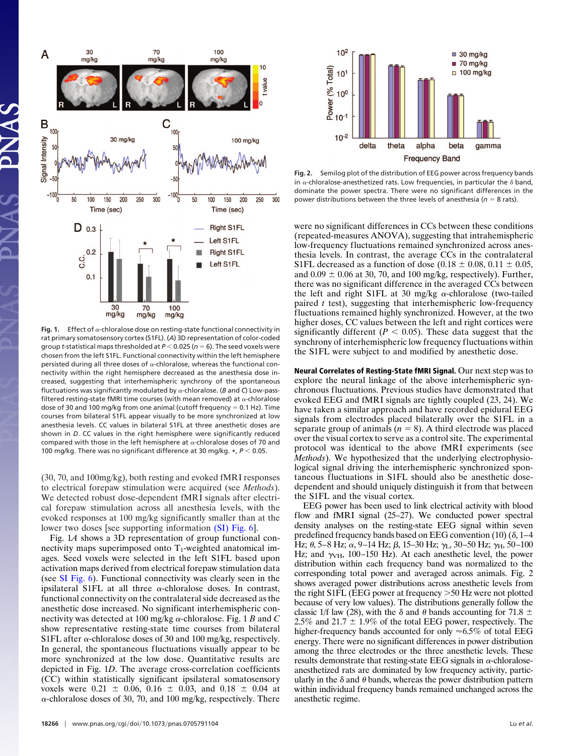Fig. 1. Effect of $\alpha$-chloralose dose on resting-state functional connectivity in rat primary somatosensory cortex (S1FL). (*A*) 3D representation of color-coded group *t*-statistical maps thresholded at $P < 0.025$ ($n = 6$). The seed voxels were chosen from the left S1FL. Functional connectivity within the left hemisphere persisted during all three doses of $\alpha$-chloralose, whereas the functional connectivity within the right hemisphere decreased as the anesthesia dose increased, suggesting that interhemispheric synchrony of the spontaneous fluctuations was significantly modulated by $\alpha$-chloralose. (*B* and *C*) Low-pass-filtered resting-state fMRI time courses (with mean removed) at $\alpha$-chloralose dose of 30 and 100 mg/kg from one animal (cutoff frequency = 0.1 Hz). Time courses from bilateral S1FL appear visually to be more synchronized at low anesthesia levels. CC values in bilateral S1FL at three anesthetic doses are shown in *D*. CC values in the right hemisphere were significantly reduced compared with those in the left hemisphere at $\alpha$-chloralose doses of 70 and 100 mg/kg. There was no significant difference at 30 mg/kg. *, $P < 0.05$.

(30, 70, and 100mg/kg), both resting and evoked fMRI responses to electrical forepaw stimulation were acquired (see *Methods*). We detected robust dose-dependent fMRI signals after electrical forepaw stimulation across all anesthesia levels, with the evoked responses at 100 mg/kg significantly smaller than at the lower two doses [see supporting information (SI) Fig. 6].

Fig. 1*A* shows a 3D representation of group functional connectivity maps superimposed onto $T_1$-weighted anatomical images. Seed voxels were selected in the left S1FL based upon activation maps derived from electrical forepaw stimulation data (see SI Fig. 6). Functional connectivity was clearly seen in the ipsilateral S1FL at all three $\alpha$-chloralose doses. In contrast, functional connectivity on the contralateral side decreased as the anesthetic dose increased. No significant interhemispheric connectivity was detected at 100 mg/kg $\alpha$-chloralose. Fig. 1 *B* and *C* show representative resting-state time courses from bilateral S1FL after $\alpha$-chloralose doses of 30 and 100 mg/kg, respectively. In general, the spontaneous fluctuations visually appear to be more synchronized at the low dose. Quantitative results are depicted in Fig. 1*D*. The average cross-correlation coefficients (CC) within statistically significant ipsilateral somatosensory voxels were 0.21 ± 0.06, 0.16 ± 0.03, and 0.18 ± 0.04 at $\alpha$-chloralose doses of 30, 70, and 100 mg/kg, respectively. There were no significant differences in CCs between these conditions (repeated-measures ANOVA), suggesting that intrahemispheric low-frequency fluctuations remained synchronized across anesthesia levels. In contrast, the average CCs in the contralateral S1FL decreased as a function of dose (0.18 ± 0.08, 0.11 ± 0.05, and 0.09 ± 0.06 at 30, 70, and 100 mg/kg, respectively). Further, there was no significant difference in the averaged CCs between the left and right S1FL at 30 mg/kg $\alpha$-chloralose (two-tailed paired *t* test), suggesting that interhemispheric low-frequency fluctuations remained highly synchronized. However, at the two higher doses, CC values between the left and right cortices were significantly different ($P < 0.05$). These data suggest that the synchrony of interhemispheric low frequency fluctuations within the S1FL were subject to and modified by anesthetic dose.

Fig. 2. Semilog plot of the distribution of EEG power across frequency bands in $\alpha$-chloralose-anesthetized rats. Low frequencies, in particular the $\delta$ band, dominate the power spectra. There were no significant differences in the power distributions between the three levels of anesthesia ($n = 8$ rats).

**Neural Correlates of Resting-State fMRI Signal.** Our next step was to explore the neural linkage of the above interhemispheric synchronous fluctuations. Previous studies have demonstrated that evoked EEG and fMRI signals are tightly coupled (23, 24). We have taken a similar approach and have recorded epidural EEG signals from electrodes placed bilaterally over the S1FL in a separate group of animals ($n = 8$). A third electrode was placed over the visual cortex to serve as a control site. The experimental protocol was identical to the above fMRI experiments (see *Methods*). We hypothesized that the underlying electrophysiological signal driving the interhemispheric synchronized spontaneous fluctuations in S1FL should also be anesthetic dose-dependent and should uniquely distinguish it from that between the S1FL and the visual cortex.

EEG power has been used to link electrical activity with blood flow and fMRI signal (25–27). We conducted power spectral density analyses on the resting-state EEG signal within seven predefined frequency bands based on EEG convention (10) ($\delta$, 1–4 Hz; $\theta$, 5–8 Hz; $\alpha$, 9–14 Hz; $\beta$, 15–30 Hz; $\gamma_L$, 30–50 Hz; $\gamma_H$, 50–100 Hz; and $\gamma_{VH}$, 100–150 Hz). At each anesthetic level, the power distribution within each frequency band was normalized to the corresponding total power and averaged across animals. Fig. 2 shows averaged power distributions across anesthetic levels from the right S1FL (EEG power at frequency >50 Hz were not plotted because of very low values). The distributions generally follow the classic 1/f law (28), with the $\delta$ and $\theta$ bands accounting for 71.8 ± 2.5% and 21.7 ± 1.9% of the total EEG power, respectively. The higher-frequency bands accounted for only ≈6.5% of total EEG energy. There were no significant differences in power distribution among the three electrodes or the three anesthetic levels. These results demonstrate that resting-state EEG signals in $\alpha$-chloralose-anesthetized rats are dominated by low frequency activity, particularly in the $\delta$ and $\theta$ bands, whereas the power distribution pattern within individual frequency bands remained unchanged across the anesthetic regime.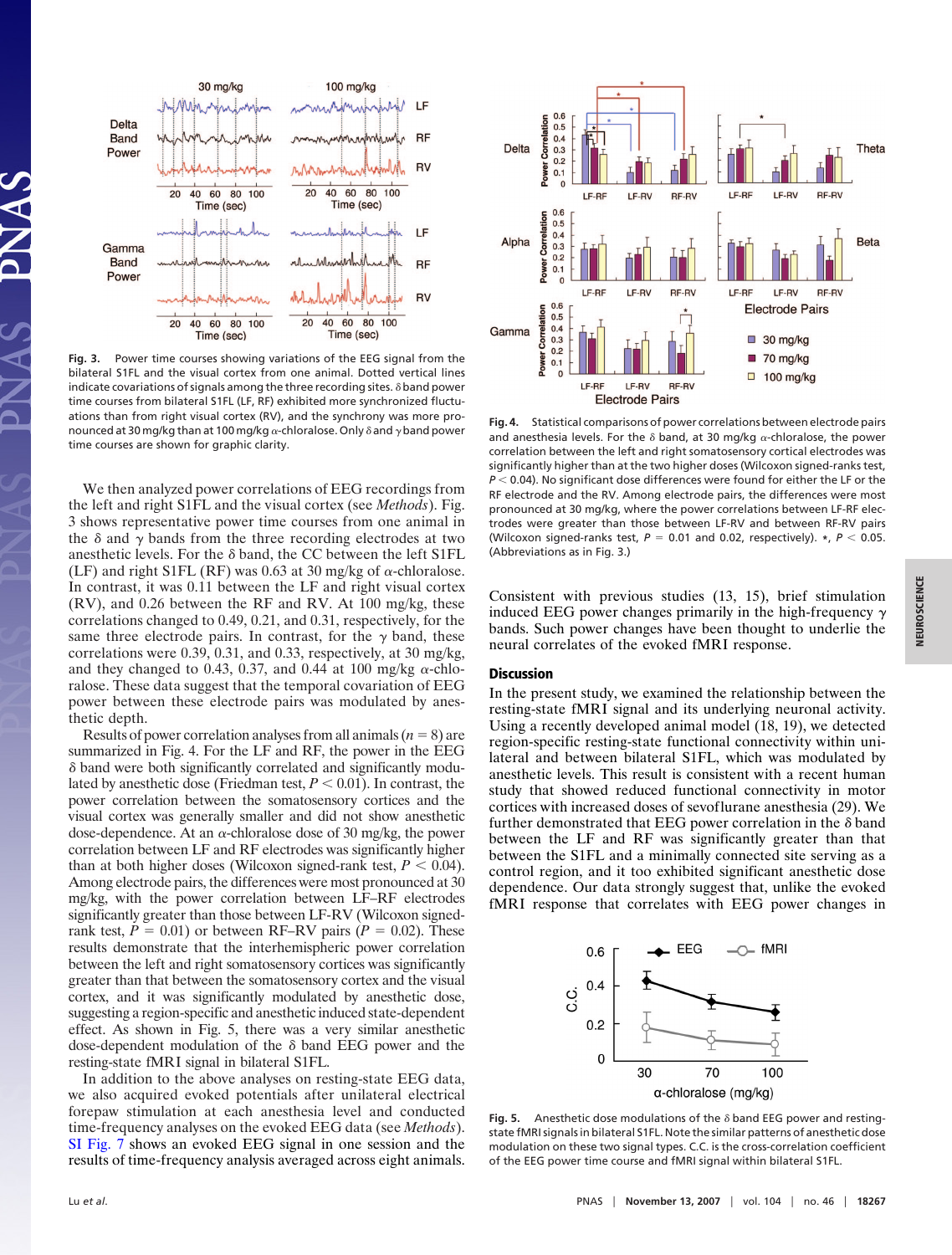**Fig. 3.** Power time courses showing variations of the EEG signal from the bilateral S1FL and the visual cortex from one animal. Dotted vertical lines indicate covariations of signals among the three recording sites. δ band power time courses from bilateral S1FL (LF, RF) exhibited more synchronized fluctuations than from right visual cortex (RV), and the synchrony was more pronounced at 30 mg/kg than at 100 mg/kg α-chloralose. Only δ and γ band power time courses are shown for graphic clarity.

We then analyzed power correlations of EEG recordings from the left and right S1FL and the visual cortex (see *Methods*). Fig. 3 shows representative power time courses from one animal in the δ and γ bands from the three recording electrodes at two anesthetic levels. For the δ band, the CC between the left S1FL (LF) and right S1FL (RF) was 0.63 at 30 mg/kg of α-chloralose. In contrast, it was 0.11 between the LF and right visual cortex (RV), and 0.26 between the RF and RV. At 100 mg/kg, these correlations changed to 0.49, 0.21, and 0.31, respectively, for the same three electrode pairs. In contrast, for the γ band, these correlations were 0.39, 0.31, and 0.33, respectively, at 30 mg/kg, and they changed to 0.43, 0.37, and 0.44 at 100 mg/kg α-chloralose. These data suggest that the temporal covariation of EEG power between these electrode pairs was modulated by anesthetic depth.

Results of power correlation analyses from all animals ($n = 8$) are summarized in Fig. 4. For the LF and RF, the power in the EEG δ band were both significantly correlated and significantly modulated by anesthetic dose (Friedman test, $P < 0.01$). In contrast, the power correlation between the somatosensory cortices and the visual cortex was generally smaller and did not show anesthetic dose-dependence. At an α-chloralose dose of 30 mg/kg, the power correlation between LF and RF electrodes was significantly higher than at both higher doses (Wilcoxon signed-rank test, $P < 0.04$). Among electrode pairs, the differences were most pronounced at 30 mg/kg, with the power correlation between LF–RF electrodes significantly greater than those between LF-RV (Wilcoxon signed-rank test, $P = 0.01$) or between RF–RV pairs ($P = 0.02$). These results demonstrate that the interhemispheric power correlation between the left and right somatosensory cortices was significantly greater than that between the somatosensory cortex and the visual cortex, and it was significantly modulated by anesthetic dose, suggesting a region-specific and anesthetic induced state-dependent effect. As shown in Fig. 5, there was a very similar anesthetic dose-dependent modulation of the δ band EEG power and the resting-state fMRI signal in bilateral S1FL.

In addition to the above analyses on resting-state EEG data, we also acquired evoked potentials after unilateral electrical forepaw stimulation at each anesthesia level and conducted time-frequency analyses on the evoked EEG data (see *Methods*). SI Fig. 7 shows an evoked EEG signal in one session and the results of time-frequency analysis averaged across eight animals.

**Fig. 4.** Statistical comparisons of power correlations between electrode pairs and anesthesia levels. For the δ band, at 30 mg/kg α-chloralose, the power correlation between the left and right somatosensory cortical electrodes was significantly higher than at the two higher doses (Wilcoxon signed-ranks test, $P < 0.04$). No significant dose differences were found for either the LF or the RF electrode and the RV. Among electrode pairs, the differences were most pronounced at 30 mg/kg, where the power correlations between LF-RF electrodes were greater than those between LF-RV and between RF-RV pairs (Wilcoxon signed-ranks test, $P = 0.01$ and 0.02, respectively). *, $P < 0.05$. (Abbreviations as in Fig. 3.)

Consistent with previous studies (13, 15), brief stimulation induced EEG power changes primarily in the high-frequency γ bands. Such power changes have been thought to underlie the neural correlates of the evoked fMRI response.

## Discussion

In the present study, we examined the relationship between the resting-state fMRI signal and its underlying neuronal activity. Using a recently developed animal model (18, 19), we detected region-specific resting-state functional connectivity within unilateral and between bilateral S1FL, which was modulated by anesthetic levels. This result is consistent with a recent human study that showed reduced functional connectivity in motor cortices with increased doses of sevoflurane anesthesia (29). We further demonstrated that EEG power correlation in the δ band between the LF and RF was significantly greater than that between the S1FL and a minimally connected site serving as a control region, and it too exhibited significant anesthetic dose dependence. Our data strongly suggest that, unlike the evoked fMRI response that correlates with EEG power changes in

**Fig. 5.** Anesthetic dose modulations of the δ band EEG power and resting-state fMRI signals in bilateral S1FL. Note the similar patterns of anesthetic dose modulation on these two signal types. C.C. is the cross-correlation coefficient of the EEG power time course and fMRI signal within bilateral S1FL.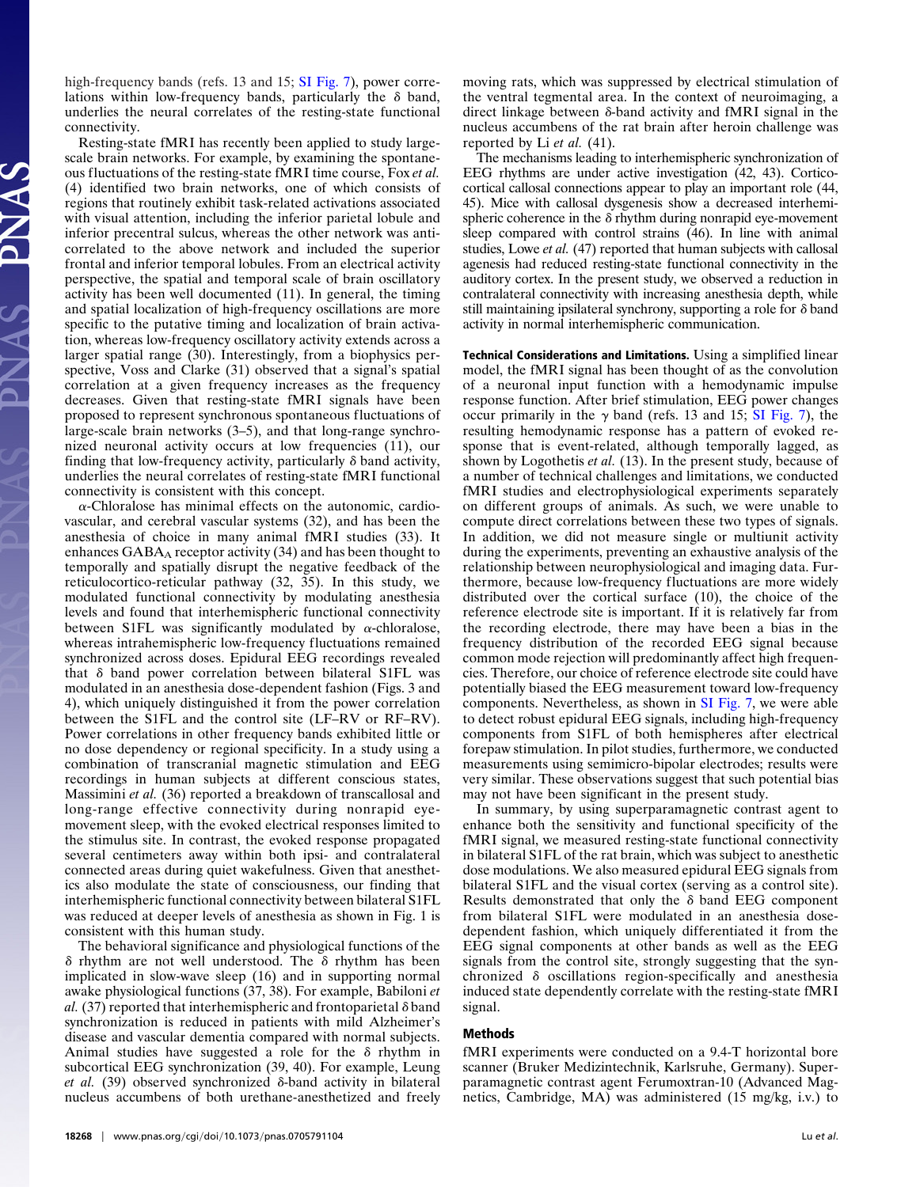high-frequency bands (refs. 13 and 15; SI Fig. 7), power correlations within low-frequency bands, particularly the δ band, underlies the neural correlates of the resting-state functional connectivity.

Resting-state fMRI has recently been applied to study large-scale brain networks. For example, by examining the spontaneous fluctuations of the resting-state fMRI time course, Fox *et al.* (4) identified two brain networks, one of which consists of regions that routinely exhibit task-related activations associated with visual attention, including the inferior parietal lobule and inferior precentral sulcus, whereas the other network was anticorrelated to the above network and included the superior frontal and inferior temporal lobules. From an electrical activity perspective, the spatial and temporal scale of brain oscillatory activity has been well documented (11). In general, the timing and spatial localization of high-frequency oscillations are more specific to the putative timing and localization of brain activation, whereas low-frequency oscillatory activity extends across a larger spatial range (30). Interestingly, from a biophysics perspective, Voss and Clarke (31) observed that a signal's spatial correlation at a given frequency increases as the frequency decreases. Given that resting-state fMRI signals have been proposed to represent synchronous spontaneous fluctuations of large-scale brain networks (3–5), and that long-range synchronized neuronal activity occurs at low frequencies (11), our finding that low-frequency activity, particularly δ band activity, underlies the neural correlates of resting-state fMRI functional connectivity is consistent with this concept.

α-Chloralose has minimal effects on the autonomic, cardiovascular, and cerebral vascular systems (32), and has been the anesthesia of choice in many animal fMRI studies (33). It enhances $GABA_A$ receptor activity (34) and has been thought to temporally and spatially disrupt the negative feedback of the reticulocortico-reticular pathway (32, 35). In this study, we modulated functional connectivity by modulating anesthesia levels and found that interhemispheric functional connectivity between S1FL was significantly modulated by α-chloralose, whereas intrahemispheric low-frequency fluctuations remained synchronized across doses. Epidural EEG recordings revealed that δ band power correlation between bilateral S1FL was modulated in an anesthesia dose-dependent fashion (Figs. 3 and 4), which uniquely distinguished it from the power correlation between the S1FL and the control site (LF–RV or RF–RV). Power correlations in other frequency bands exhibited little or no dose dependency or regional specificity. In a study using a combination of transcranial magnetic stimulation and EEG recordings in human subjects at different conscious states, Massimini *et al.* (36) reported a breakdown of transcallosal and long-range effective connectivity during nonrapid eye-movement sleep, with the evoked electrical responses limited to the stimulus site. In contrast, the evoked response propagated several centimeters away within both ipsi- and contralateral connected areas during quiet wakefulness. Given that anesthetics also modulate the state of consciousness, our finding that interhemispheric functional connectivity between bilateral S1FL was reduced at deeper levels of anesthesia as shown in Fig. 1 is consistent with this human study.

The behavioral significance and physiological functions of the δ rhythm are not well understood. The δ rhythm has been implicated in slow-wave sleep (16) and in supporting normal awake physiological functions (37, 38). For example, Babiloni *et al.* (37) reported that interhemispheric and frontoparietal δ band synchronization is reduced in patients with mild Alzheimer's disease and vascular dementia compared with normal subjects. Animal studies have suggested a role for the δ rhythm in subcortical EEG synchronization (39, 40). For example, Leung *et al.* (39) observed synchronized δ-band activity in bilateral nucleus accumbens of both urethane-anesthetized and freely moving rats, which was suppressed by electrical stimulation of the ventral tegmental area. In the context of neuroimaging, a direct linkage between δ-band activity and fMRI signal in the nucleus accumbens of the rat brain after heroin challenge was reported by Li *et al.* (41).

The mechanisms leading to interhemispheric synchronization of EEG rhythms are under active investigation (42, 43). Corticocortical callosal connections appear to play an important role (44, 45). Mice with callosal dysgenesis show a decreased interhemispheric coherence in the δ rhythm during nonrapid eye-movement sleep compared with control strains (46). In line with animal studies, Lowe *et al.* (47) reported that human subjects with callosal agenesis had reduced resting-state functional connectivity in the auditory cortex. In the present study, we observed a reduction in contralateral connectivity with increasing anesthesia depth, while still maintaining ipsilateral synchrony, supporting a role for δ band activity in normal interhemispheric communication.

**Technical Considerations and Limitations.** Using a simplified linear model, the fMRI signal has been thought of as the convolution of a neuronal input function with a hemodynamic impulse response function. After brief stimulation, EEG power changes occur primarily in the γ band (refs. 13 and 15; SI Fig. 7), the resulting hemodynamic response has a pattern of evoked response that is event-related, although temporally lagged, as shown by Logothetis *et al.* (13). In the present study, because of a number of technical challenges and limitations, we conducted fMRI studies and electrophysiological experiments separately on different groups of animals. As such, we were unable to compute direct correlations between these two types of signals. In addition, we did not measure single or multiunit activity during the experiments, preventing an exhaustive analysis of the relationship between neurophysiological and imaging data. Furthermore, because low-frequency fluctuations are more widely distributed over the cortical surface (10), the choice of the reference electrode site is important. If it is relatively far from the recording electrode, there may have been a bias in the frequency distribution of the recorded EEG signal because common mode rejection will predominantly affect high frequencies. Therefore, our choice of reference electrode site could have potentially biased the EEG measurement toward low-frequency components. Nevertheless, as shown in SI Fig. 7, we were able to detect robust epidural EEG signals, including high-frequency components from S1FL of both hemispheres after electrical forepaw stimulation. In pilot studies, furthermore, we conducted measurements using semimicro-bipolar electrodes; results were very similar. These observations suggest that such potential bias may not have been significant in the present study.

In summary, by using superparamagnetic contrast agent to enhance both the sensitivity and functional specificity of the fMRI signal, we measured resting-state functional connectivity in bilateral S1FL of the rat brain, which was subject to anesthetic dose modulations. We also measured epidural EEG signals from bilateral S1FL and the visual cortex (serving as a control site). Results demonstrated that only the δ band EEG component from bilateral S1FL were modulated in an anesthesia dose-dependent fashion, which uniquely differentiated it from the EEG signal components at other bands as well as the EEG signals from the control site, strongly suggesting that the synchronized δ oscillations region-specifically and anesthesia induced state dependently correlate with the resting-state fMRI signal.

## Methods

fMRI experiments were conducted on a 9.4-T horizontal bore scanner (Bruker Medizintechnik, Karlsruhe, Germany). Superparamagnetic contrast agent Ferumoxtran-10 (Advanced Magnetics, Cambridge, MA) was administered (15 mg/kg, i.v.) to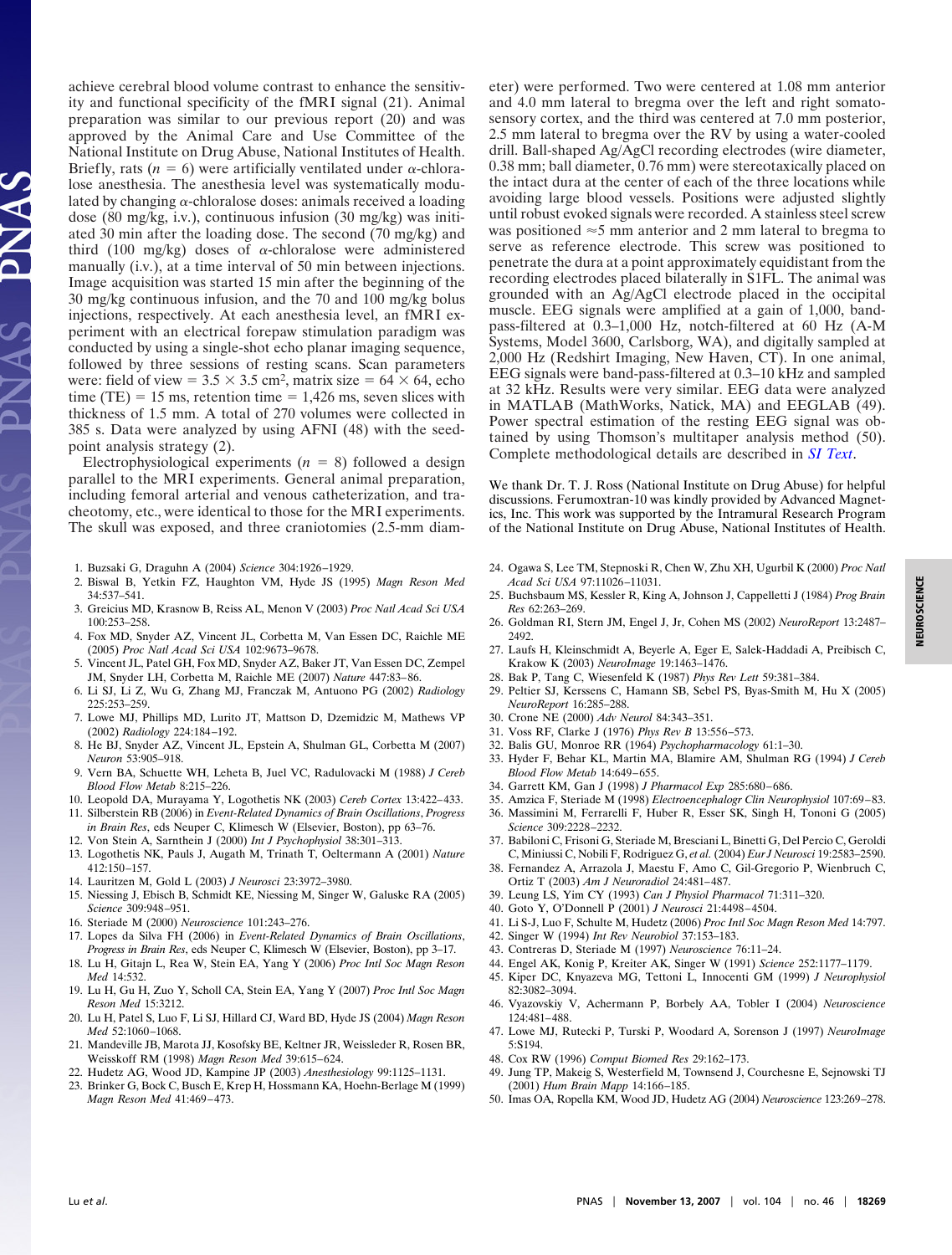achieve cerebral blood volume contrast to enhance the sensitivity and functional specificity of the fMRI signal (21). Animal preparation was similar to our previous report (20) and was approved by the Animal Care and Use Committee of the National Institute on Drug Abuse, National Institutes of Health. Briefly, rats ($n = 6$) were artificially ventilated under α-chloralose anesthesia. The anesthesia level was systematically modulated by changing α-chloralose doses: animals received a loading dose (80 mg/kg, i.v.), continuous infusion (30 mg/kg) was initiated 30 min after the loading dose. The second (70 mg/kg) and third (100 mg/kg) doses of α-chloralose were administered manually (i.v.), at a time interval of 50 min between injections. Image acquisition was started 15 min after the beginning of the 30 mg/kg continuous infusion, and the 70 and 100 mg/kg bolus injections, respectively. At each anesthesia level, an fMRI experiment with an electrical forepaw stimulation paradigm was conducted by using a single-shot echo planar imaging sequence, followed by three sessions of resting scans. Scan parameters were: field of view = $3.5 \times 3.5$ cm$^2$, matrix size = $64 \times 64$, echo time (TE) = 15 ms, retention time = 1,426 ms, seven slices with thickness of 1.5 mm. A total of 270 volumes were collected in 385 s. Data were analyzed by using AFNI (48) with the seed-point analysis strategy (2).

Electrophysiological experiments ($n = 8$) followed a design parallel to the MRI experiments. General animal preparation, including femoral arterial and venous catheterization, and tracheotomy, etc., were identical to those for the MRI experiments. The skull was exposed, and three craniotomies (2.5-mm diameter) were performed. Two were centered at 1.08 mm anterior and 4.0 mm lateral to bregma over the left and right somatosensory cortex, and the third was centered at 7.0 mm posterior, 2.5 mm lateral to bregma over the RV by using a water-cooled drill. Ball-shaped Ag/AgCl recording electrodes (wire diameter, 0.38 mm; ball diameter, 0.76 mm) were stereotaxically placed on the intact dura at the center of each of the three locations while avoiding large blood vessels. Positions were adjusted slightly until robust evoked signals were recorded. A stainless steel screw was positioned ≈5 mm anterior and 2 mm lateral to bregma to serve as reference electrode. This screw was positioned to penetrate the dura at a point approximately equidistant from the recording electrodes placed bilaterally in S1FL. The animal was grounded with an Ag/AgCl electrode placed in the occipital muscle. EEG signals were amplified at a gain of 1,000, band-pass-filtered at 0.3–1,000 Hz, notch-filtered at 60 Hz (A-M Systems, Model 3600, Carlsborg, WA), and digitally sampled at 2,000 Hz (Redshirt Imaging, New Haven, CT). In one animal, EEG signals were band-pass-filtered at 0.3–10 kHz and sampled at 32 kHz. Results were very similar. EEG data were analyzed in MATLAB (MathWorks, Natick, MA) and EEGLAB (49). Power spectral estimation of the resting EEG signal was obtained by using Thomson's multitaper analysis method (50). Complete methodological details are described in *SI Text*.

We thank Dr. T. J. Ross (National Institute on Drug Abuse) for helpful discussions. Ferumoxtran-10 was kindly provided by Advanced Magnetics, Inc. This work was supported by the Intramural Research Program of the National Institute on Drug Abuse, National Institutes of Health.

1. Buzsaki G, Draguhn A (2004) *Science* 304:1926–1929.
2. Biswal B, Yetkin FZ, Haughton VM, Hyde JS (1995) *Magn Reson Med* 34:537–541.
3. Greicius MD, Krasnow B, Reiss AL, Menon V (2003) *Proc Natl Acad Sci USA* 100:253–258.
4. Fox MD, Snyder AZ, Vincent JL, Corbetta M, Van Essen DC, Raichle ME (2005) *Proc Natl Acad Sci USA* 102:9673–9678.
5. Vincent JL, Patel GH, Fox MD, Snyder AZ, Baker JT, Van Essen DC, Zempel JM, Snyder LH, Corbetta M, Raichle ME (2007) *Nature* 447:83–86.
6. Li SJ, Li Z, Wu G, Zhang MJ, Franczak M, Antuono PG (2002) *Radiology* 225:253–259.
7. Lowe MJ, Phillips MD, Lurito JT, Mattson D, Dzemidzic M, Mathews VP (2002) *Radiology* 224:184–192.
8. He BJ, Snyder AZ, Vincent JL, Epstein A, Shulman GL, Corbetta M (2007) *Neuron* 53:905–918.
9. Vern BA, Schuette WH, Leheta B, Juel VC, Radulovacki M (1988) *J Cereb Blood Flow Metab* 8:215–226.
10. Leopold DA, Murayama Y, Logothetis NK (2003) *Cereb Cortex* 13:422–433.
11. Silberstein RB (2006) in *Event-Related Dynamics of Brain Oscillations*, *Progress in Brain Res*, eds Neuper C, Klimesch W (Elsevier, Boston), pp 63–76.
12. Von Stein A, Sarnthein J (2000) *Int J Psychophysiol* 38:301–313.
13. Logothetis NK, Pauls J, Augath M, Trinath T, Oeltermann A (2001) *Nature* 412:150–157.
14. Lauritzen M, Gold L (2003) *J Neurosci* 23:3972–3980.
15. Niessing J, Ebisch B, Schmidt KE, Niessing M, Singer W, Galuske RA (2005) *Science* 309:948–951.
16. Steriade M (2000) *Neuroscience* 101:243–276.
17. Lopes da Silva FH (2006) in *Event-Related Dynamics of Brain Oscillations*, *Progress in Brain Res*, eds Neuper C, Klimesch W (Elsevier, Boston), pp 3–17.
18. Lu H, Gitajn L, Rea W, Stein EA, Yang Y (2006) *Proc Intl Soc Magn Reson Med* 14:532.
19. Lu H, Gu H, Zuo Y, Scholl CA, Stein EA, Yang Y (2007) *Proc Intl Soc Magn Reson Med* 15:3212.
20. Lu H, Patel S, Luo F, Li SJ, Hillard CJ, Ward BD, Hyde JS (2004) *Magn Reson Med* 52:1060–1068.
21. Mandeville JB, Marota JJ, Kosofsky BE, Keltner JR, Weissleder R, Rosen BR, Weisskoff RM (1998) *Magn Reson Med* 39:615–624.
22. Hudetz AG, Wood JD, Kampine JP (2003) *Anesthesiology* 99:1125–1131.
23. Brinker G, Bock C, Busch E, Krep H, Hossmann KA, Hoehn-Berlage M (1999) *Magn Reson Med* 41:469–473.
24. Ogawa S, Lee TM, Stepnoski R, Chen W, Zhu XH, Ugurbil K (2000) *Proc Natl Acad Sci USA* 97:11026–11031.
25. Buchsbaum MS, Kessler R, King A, Johnson J, Cappelletti J (1984) *Prog Brain Res* 62:263–269.
26. Goldman RI, Stern JM, Engel J, Jr, Cohen MS (2002) *NeuroReport* 13:2487–2492.
27. Laufs H, Kleinschmidt A, Beyerle A, Eger E, Salek-Haddadi A, Preibisch C, Krakow K (2003) *NeuroImage* 19:1463–1476.
28. Bak P, Tang C, Wiesenfeld K (1987) *Phys Rev Lett* 59:381–384.
29. Peltier SJ, Kerssens C, Hamann SB, Sebel PS, Byas-Smith M, Hu X (2005) *NeuroReport* 16:285–288.
30. Crone NE (2000) *Adv Neurol* 84:343–351.
31. Voss RF, Clarke J (1976) *Phys Rev B* 13:556–573.
32. Balis GU, Monroe RR (1964) *Psychopharmacology* 61:1–30.
33. Hyder F, Behar KL, Martin MA, Blamire AM, Shulman RG (1994) *J Cereb Blood Flow Metab* 14:649–655.
34. Garrett KM, Gan J (1998) *J Pharmacol Exp* 285:680–686.
35. Amzica F, Steriade M (1998) *Electroencephalogr Clin Neurophysiol* 107:69–83.
36. Massimini M, Ferrarelli F, Huber R, Esser SK, Singh H, Tononi G (2005) *Science* 309:2228–2232.
37. Babiloni C, Frisoni G, Steriade M, Bresciani L, Binetti G, Del Percio C, Geroldi C, Miniussi C, Nobili F, Rodriguez G, *et al.* (2004) *Eur J Neurosci* 19:2583–2590.
38. Fernandez A, Arrazola J, Maestu F, Amo C, Gil-Gregorio P, Wienbruch C, Ortiz T (2003) *Am J Neuroradiol* 24:481–487.
39. Leung LS, Yim CY (1993) *Can J Physiol Pharmacol* 71:311–320.
40. Goto Y, O'Donnell P (2001) *J Neurosci* 21:4498–4504.
41. Li S-J, Luo F, Schulte M, Hudetz (2006) *Proc Intl Soc Magn Reson Med* 14:797.
42. Singer W (1994) *Int Rev Neurobiol* 37:153–183.
43. Contreras D, Steriade M (1997) *Neuroscience* 76:11–24.
44. Engel AK, Konig P, Kreiter AK, Singer W (1991) *Science* 252:1177–1179.
45. Kiper DC, Knyazeva MG, Tettoni L, Innocenti GM (1999) *J Neurophysiol* 82:3082–3094.
46. Vyazovskiy V, Achermann P, Borbely AA, Tobler I (2004) *Neuroscience* 124:481–488.
47. Lowe MJ, Rutecki P, Turski P, Woodard A, Sorenson J (1997) *NeuroImage* 5:S194.
48. Cox RW (1996) *Comput Biomed Res* 29:162–173.
49. Jung TP, Makeig S, Westerfield M, Townsend J, Courchesne E, Sejnowski TJ (2001) *Hum Brain Mapp* 14:166–185.
50. Imas OA, Ropella KM, Wood JD, Hudetz AG (2004) *Neuroscience* 123:269–278.